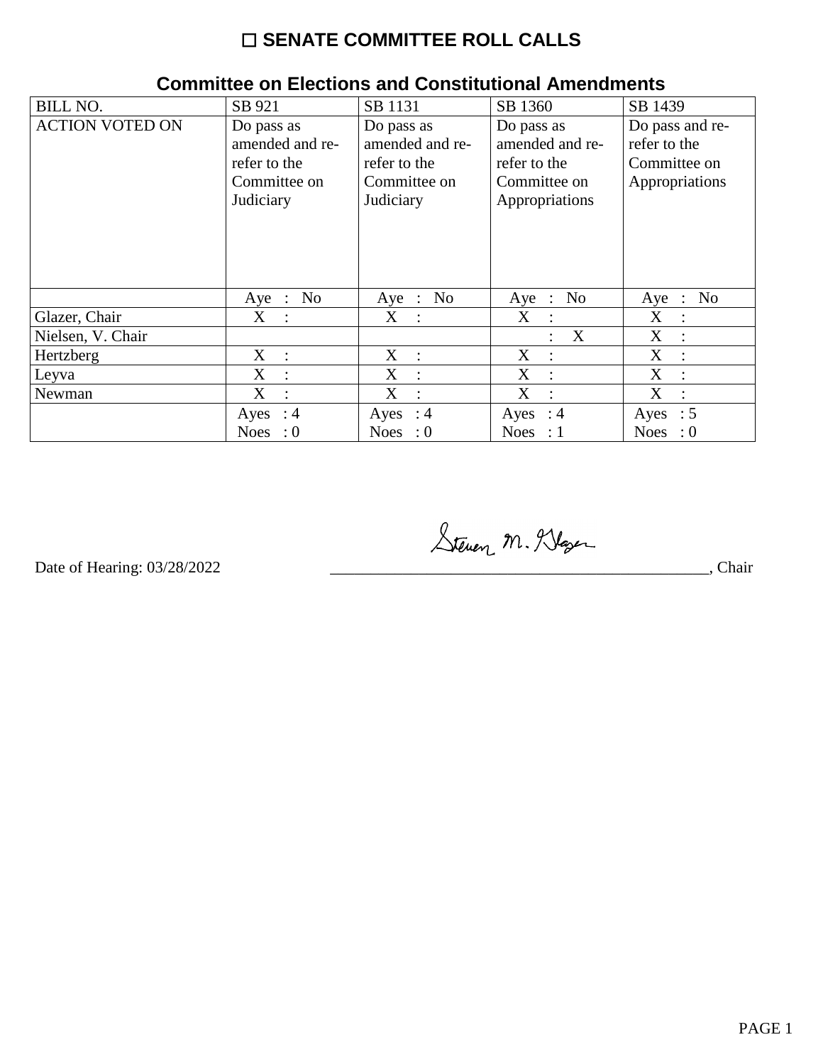# ☐ SENATE COMMITTEE ROLL CALLS

## Committee on Elections and Constitutional Amendments

| BILL NO. | SB 921 | SB 1131 | SB 1360 | SB 1439 |
|---|---|---|---|---|
| ACTION VOTED ON | Do pass as amended and re-refer to the Committee on Judiciary | Do pass as amended and re-refer to the Committee on Judiciary | Do pass as amended and re-refer to the Committee on Appropriations | Do pass and re-refer to the Committee on Appropriations |
| | Aye : No | Aye : No | Aye : No | Aye : No |
| Glazer, Chair | X : | X : | X : | X : |
| Nielsen, V. Chair | | | : X | X : |
| Hertzberg | X : | X : | X : | X : |
| Leyva | X : | X : | X : | X : |
| Newman | X : | X : | X : | X : |
| | Ayes : 4<br>Noes : 0 | Ayes : 4<br>Noes : 0 | Ayes : 4<br>Noes : 1 | Ayes : 5<br>Noes : 0 |

Date of Hearing: 03/28/2022

Steven M. Glazer, Chair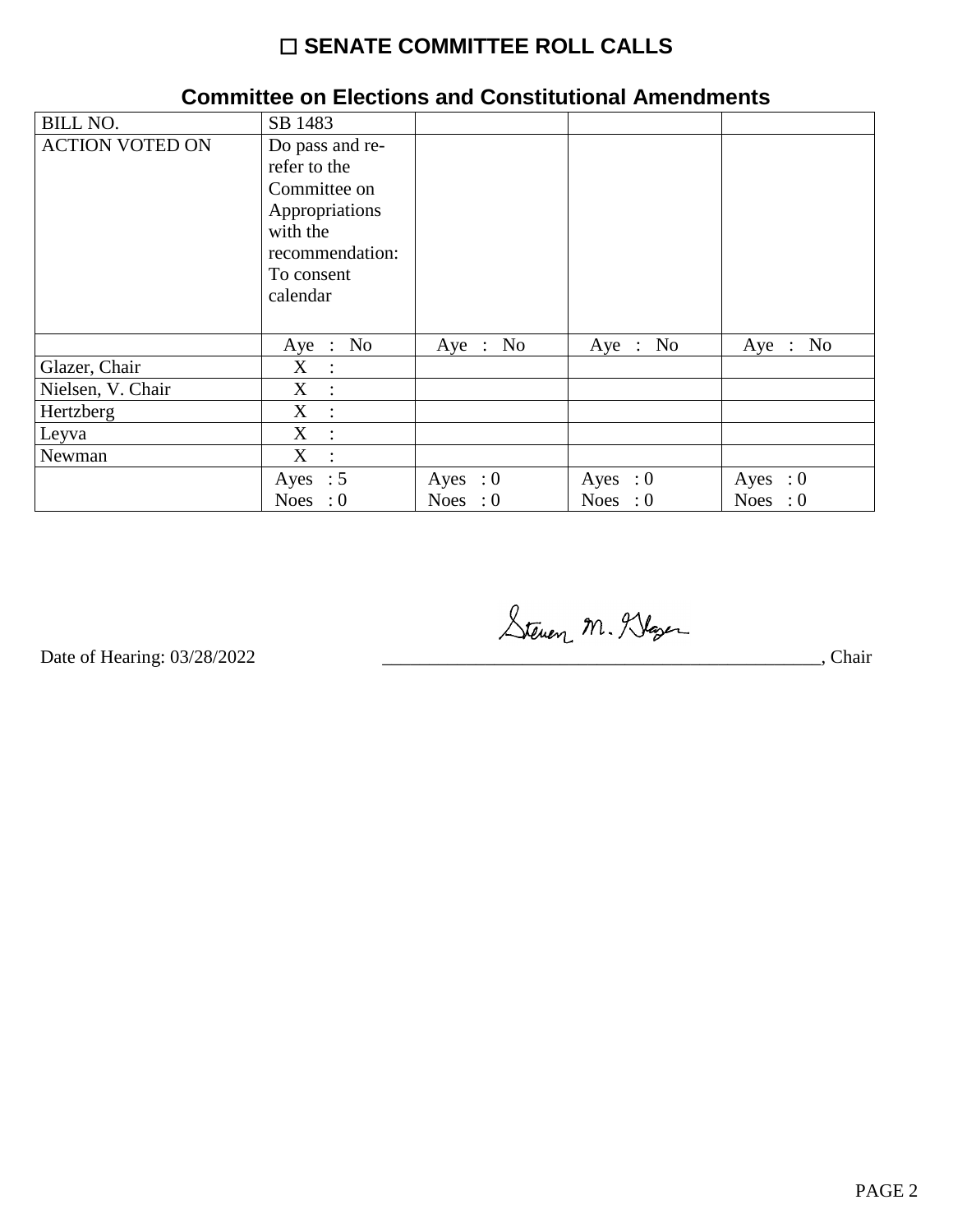# ☐ SENATE COMMITTEE ROLL CALLS

## Committee on Elections and Constitutional Amendments

| BILL NO. | SB 1483 | | | |
|---|---|---|---|---|
| ACTION VOTED ON | Do pass and re-refer to the Committee on Appropriations with the recommendation: To consent calendar | | | |
| | Aye : No | Aye : No | Aye : No | Aye : No |
| Glazer, Chair | X : | | | |
| Nielsen, V. Chair | X : | | | |
| Hertzberg | X : | | | |
| Leyva | X : | | | |
| Newman | X : | | | |
| | Ayes : 5<br>Noes : 0 | Ayes : 0<br>Noes : 0 | Ayes : 0<br>Noes : 0 | Ayes : 0<br>Noes : 0 |

Date of Hearing: 03/28/2022

Steven M. Glazer

________________________________________________, Chair